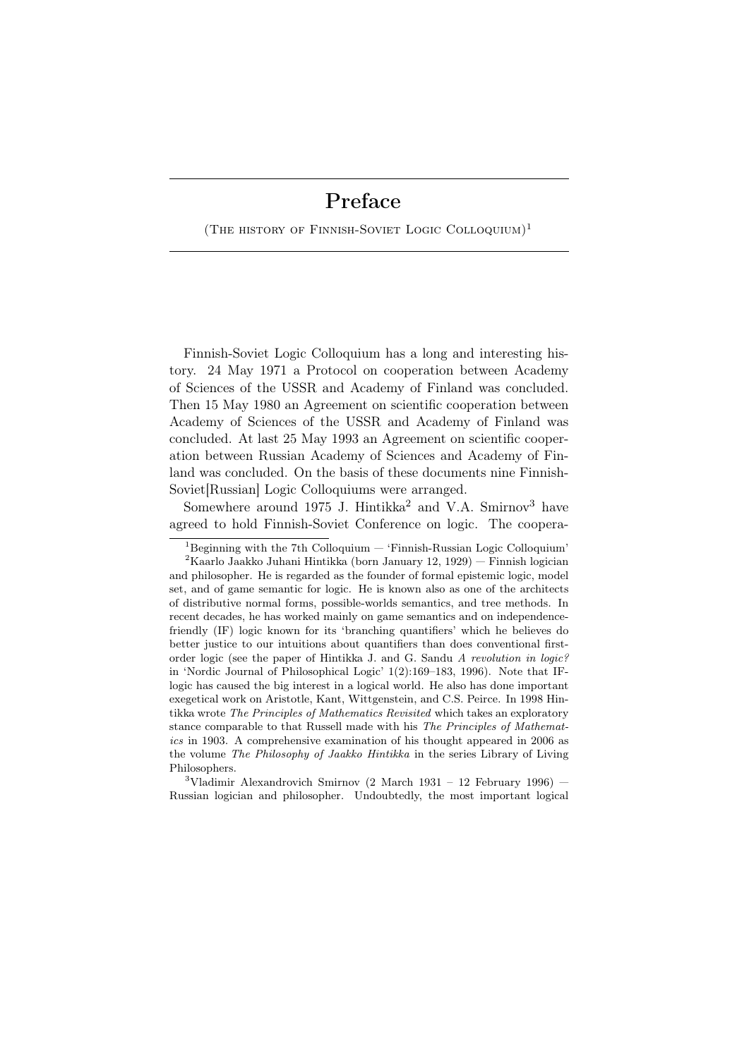# Preface

(The history of Finnish-Soviet Logic Colloquium)[1]

Finnish-Soviet Logic Colloquium has a long and interesting history. 24 May 1971 a Protocol on cooperation between Academy of Sciences of the USSR and Academy of Finland was concluded. Then 15 May 1980 an Agreement on scientific cooperation between Academy of Sciences of the USSR and Academy of Finland was concluded. At last 25 May 1993 an Agreement on scientific cooperation between Russian Academy of Sciences and Academy of Finland was concluded. On the basis of these documents nine Finnish-Soviet[Russian] Logic Colloquiums were arranged.

Somewhere around 1975 J. Hintikka[2] and V.A. Smirnov[3] have agreed to hold Finnish-Soviet Conference on logic. The coopera-

---

[1] Beginning with the 7th Colloquium — 'Finnish-Russian Logic Colloquium'

[2] Kaarlo Jaakko Juhani Hintikka (born January 12, 1929) — Finnish logician and philosopher. He is regarded as the founder of formal epistemic logic, model set, and of game semantic for logic. He is known also as one of the architects of distributive normal forms, possible-worlds semantics, and tree methods. In recent decades, he has worked mainly on game semantics and on independence-friendly (IF) logic known for its 'branching quantifiers' which he believes do better justice to our intuitions about quantifiers than does conventional first-order logic (see the paper of Hintikka J. and G. Sandu *A revolution in logic?* in 'Nordic Journal of Philosophical Logic' 1(2):169–183, 1996). Note that IF-logic has caused the big interest in a logical world. He also has done important exegetical work on Aristotle, Kant, Wittgenstein, and C.S. Peirce. In 1998 Hintikka wrote *The Principles of Mathematics Revisited* which takes an exploratory stance comparable to that Russell made with his *The Principles of Mathematics* in 1903. A comprehensive examination of his thought appeared in 2006 as the volume *The Philosophy of Jaakko Hintikka* in the series Library of Living Philosophers.

[3] Vladimir Alexandrovich Smirnov (2 March 1931 – 12 February 1996) — Russian logician and philosopher. Undoubtedly, the most important logical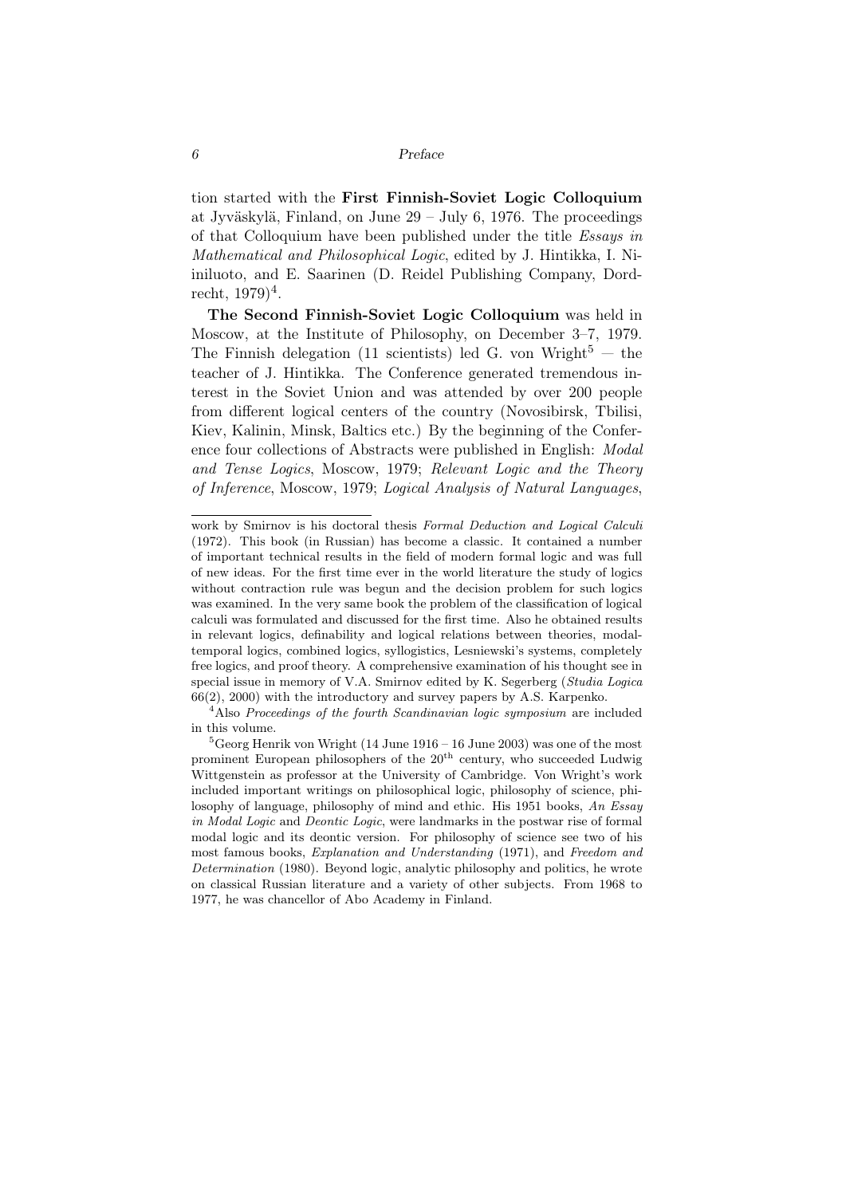tion started with the **First Finnish-Soviet Logic Colloquium** at Jyväskylä, Finland, on June 29 – July 6, 1976. The proceedings of that Colloquium have been published under the title *Essays in Mathematical and Philosophical Logic*, edited by J. Hintikka, I. Niiniluoto, and E. Saarinen (D. Reidel Publishing Company, Dordrecht, 1979)[4].

**The Second Finnish-Soviet Logic Colloquium** was held in Moscow, at the Institute of Philosophy, on December 3–7, 1979. The Finnish delegation (11 scientists) led G. von Wright[5] — the teacher of J. Hintikka. The Conference generated tremendous interest in the Soviet Union and was attended by over 200 people from different logical centers of the country (Novosibirsk, Tbilisi, Kiev, Kalinin, Minsk, Baltics etc.) By the beginning of the Conference four collections of Abstracts were published in English: *Modal and Tense Logics*, Moscow, 1979; *Relevant Logic and the Theory of Inference*, Moscow, 1979; *Logical Analysis of Natural Languages*,

---

work by Smirnov is his doctoral thesis *Formal Deduction and Logical Calculi* (1972). This book (in Russian) has become a classic. It contained a number of important technical results in the field of modern formal logic and was full of new ideas. For the first time ever in the world literature the study of logics without contraction rule was begun and the decision problem for such logics was examined. In the very same book the problem of the classification of logical calculi was formulated and discussed for the first time. Also he obtained results in relevant logics, definability and logical relations between theories, modal-temporal logics, combined logics, syllogistics, Lesniewski's systems, completely free logics, and proof theory. A comprehensive examination of his thought see in special issue in memory of V.A. Smirnov edited by K. Segerberg (*Studia Logica* 66(2), 2000) with the introductory and survey papers by A.S. Karpenko.

[4] Also *Proceedings of the fourth Scandinavian logic symposium* are included in this volume.

[5] Georg Henrik von Wright (14 June 1916 – 16 June 2003) was one of the most prominent European philosophers of the 20$^{\text{th}}$ century, who succeeded Ludwig Wittgenstein as professor at the University of Cambridge. Von Wright's work included important writings on philosophical logic, philosophy of science, philosophy of language, philosophy of mind and ethic. His 1951 books, *An Essay in Modal Logic* and *Deontic Logic*, were landmarks in the postwar rise of formal modal logic and its deontic version. For philosophy of science see two of his most famous books, *Explanation and Understanding* (1971), and *Freedom and Determination* (1980). Beyond logic, analytic philosophy and politics, he wrote on classical Russian literature and a variety of other subjects. From 1968 to 1977, he was chancellor of Abo Academy in Finland.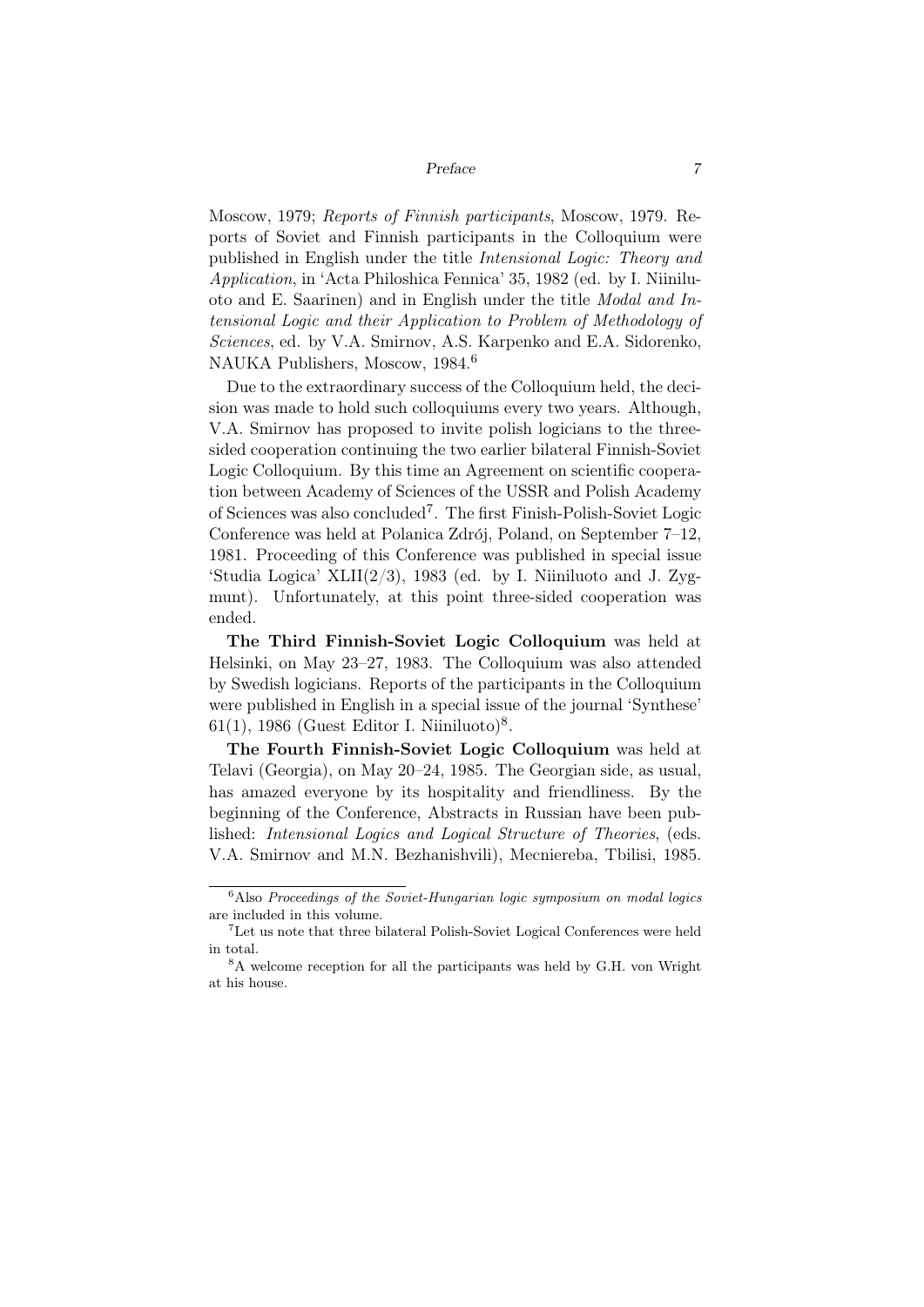Moscow, 1979; *Reports of Finnish participants*, Moscow, 1979. Reports of Soviet and Finnish participants in the Colloquium were published in English under the title *Intensional Logic: Theory and Application*, in 'Acta Philoshica Fennica' 35, 1982 (ed. by I. Niiniluoto and E. Saarinen) and in English under the title *Modal and Intensional Logic and their Application to Problem of Methodology of Sciences*, ed. by V.A. Smirnov, A.S. Karpenko and E.A. Sidorenko, NAUKA Publishers, Moscow, 1984.[6]

Due to the extraordinary success of the Colloquium held, the decision was made to hold such colloquiums every two years. Although, V.A. Smirnov has proposed to invite polish logicians to the three-sided cooperation continuing the two earlier bilateral Finnish-Soviet Logic Colloquium. By this time an Agreement on scientific cooperation between Academy of Sciences of the USSR and Polish Academy of Sciences was also concluded[7]. The first Finish-Polish-Soviet Logic Conference was held at Polanica Zdrój, Poland, on September 7–12, 1981. Proceeding of this Conference was published in special issue 'Studia Logica' XLII(2/3), 1983 (ed. by I. Niiniluoto and J. Zygmunt). Unfortunately, at this point three-sided cooperation was ended.

**The Third Finnish-Soviet Logic Colloquium** was held at Helsinki, on May 23–27, 1983. The Colloquium was also attended by Swedish logicians. Reports of the participants in the Colloquium were published in English in a special issue of the journal 'Synthese' 61(1), 1986 (Guest Editor I. Niiniluoto)[8].

**The Fourth Finnish-Soviet Logic Colloquium** was held at Telavi (Georgia), on May 20–24, 1985. The Georgian side, as usual, has amazed everyone by its hospitality and friendliness. By the beginning of the Conference, Abstracts in Russian have been published: *Intensional Logics and Logical Structure of Theories*, (eds. V.A. Smirnov and M.N. Bezhanishvili), Mecniereba, Tbilisi, 1985.

[6] Also *Proceedings of the Soviet-Hungarian logic symposium on modal logics* are included in this volume.

[7] Let us note that three bilateral Polish-Soviet Logical Conferences were held in total.

[8] A welcome reception for all the participants was held by G.H. von Wright at his house.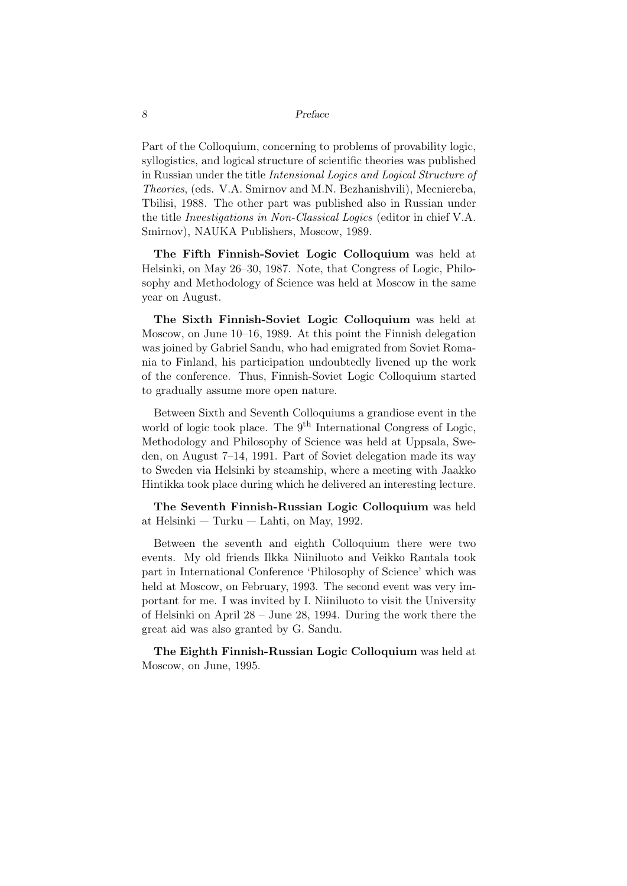Part of the Colloquium, concerning to problems of provability logic, syllogistics, and logical structure of scientific theories was published in Russian under the title *Intensional Logics and Logical Structure of Theories*, (eds. V.A. Smirnov and M.N. Bezhanishvili), Mecniereba, Tbilisi, 1988. The other part was published also in Russian under the title *Investigations in Non-Classical Logics* (editor in chief V.A. Smirnov), NAUKA Publishers, Moscow, 1989.

**The Fifth Finnish-Soviet Logic Colloquium** was held at Helsinki, on May 26–30, 1987. Note, that Congress of Logic, Philosophy and Methodology of Science was held at Moscow in the same year on August.

**The Sixth Finnish-Soviet Logic Colloquium** was held at Moscow, on June 10–16, 1989. At this point the Finnish delegation was joined by Gabriel Sandu, who had emigrated from Soviet Romania to Finland, his participation undoubtedly livened up the work of the conference. Thus, Finnish-Soviet Logic Colloquium started to gradually assume more open nature.

Between Sixth and Seventh Colloquiums a grandiose event in the world of logic took place. The 9th International Congress of Logic, Methodology and Philosophy of Science was held at Uppsala, Sweden, on August 7–14, 1991. Part of Soviet delegation made its way to Sweden via Helsinki by steamship, where a meeting with Jaakko Hintikka took place during which he delivered an interesting lecture.

**The Seventh Finnish-Russian Logic Colloquium** was held at Helsinki — Turku — Lahti, on May, 1992.

Between the seventh and eighth Colloquium there were two events. My old friends Ilkka Niiniluoto and Veikko Rantala took part in International Conference 'Philosophy of Science' which was held at Moscow, on February, 1993. The second event was very important for me. I was invited by I. Niiniluoto to visit the University of Helsinki on April 28 – June 28, 1994. During the work there the great aid was also granted by G. Sandu.

**The Eighth Finnish-Russian Logic Colloquium** was held at Moscow, on June, 1995.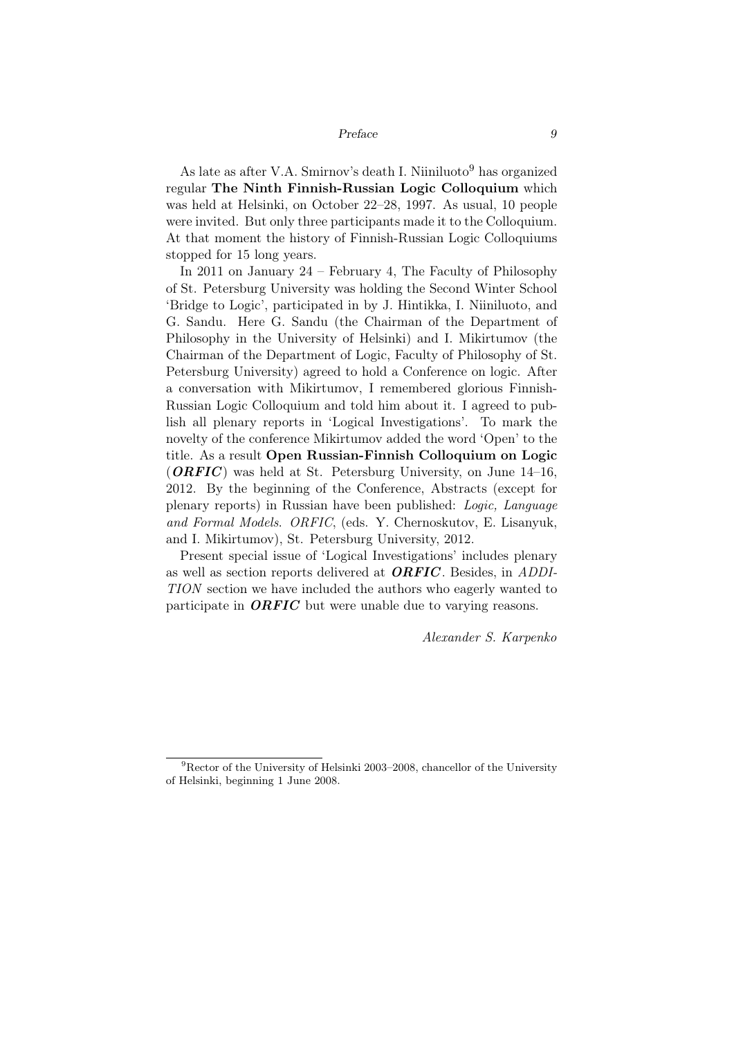As late as after V.A. Smirnov's death I. Niiniluoto[9] has organized regular **The Ninth Finnish-Russian Logic Colloquium** which was held at Helsinki, on October 22–28, 1997. As usual, 10 people were invited. But only three participants made it to the Colloquium. At that moment the history of Finnish-Russian Logic Colloquiums stopped for 15 long years.

In 2011 on January 24 – February 4, The Faculty of Philosophy of St. Petersburg University was holding the Second Winter School 'Bridge to Logic', participated in by J. Hintikka, I. Niiniluoto, and G. Sandu. Here G. Sandu (the Chairman of the Department of Philosophy in the University of Helsinki) and I. Mikirtumov (the Chairman of the Department of Logic, Faculty of Philosophy of St. Petersburg University) agreed to hold a Conference on logic. After a conversation with Mikirtumov, I remembered glorious Finnish-Russian Logic Colloquium and told him about it. I agreed to publish all plenary reports in 'Logical Investigations'. To mark the novelty of the conference Mikirtumov added the word 'Open' to the title. As a result **Open Russian-Finnish Colloquium on Logic** (***ORFIC***) was held at St. Petersburg University, on June 14–16, 2012. By the beginning of the Conference, Abstracts (except for plenary reports) in Russian have been published: *Logic, Language and Formal Models. ORFIC*, (eds. Y. Chernoskutov, E. Lisanyuk, and I. Mikirtumov), St. Petersburg University, 2012.

Present special issue of 'Logical Investigations' includes plenary as well as section reports delivered at ***ORFIC***. Besides, in *ADDITION* section we have included the authors who eagerly wanted to participate in ***ORFIC*** but were unable due to varying reasons.

*Alexander S. Karpenko*

---

[9] Rector of the University of Helsinki 2003–2008, chancellor of the University of Helsinki, beginning 1 June 2008.